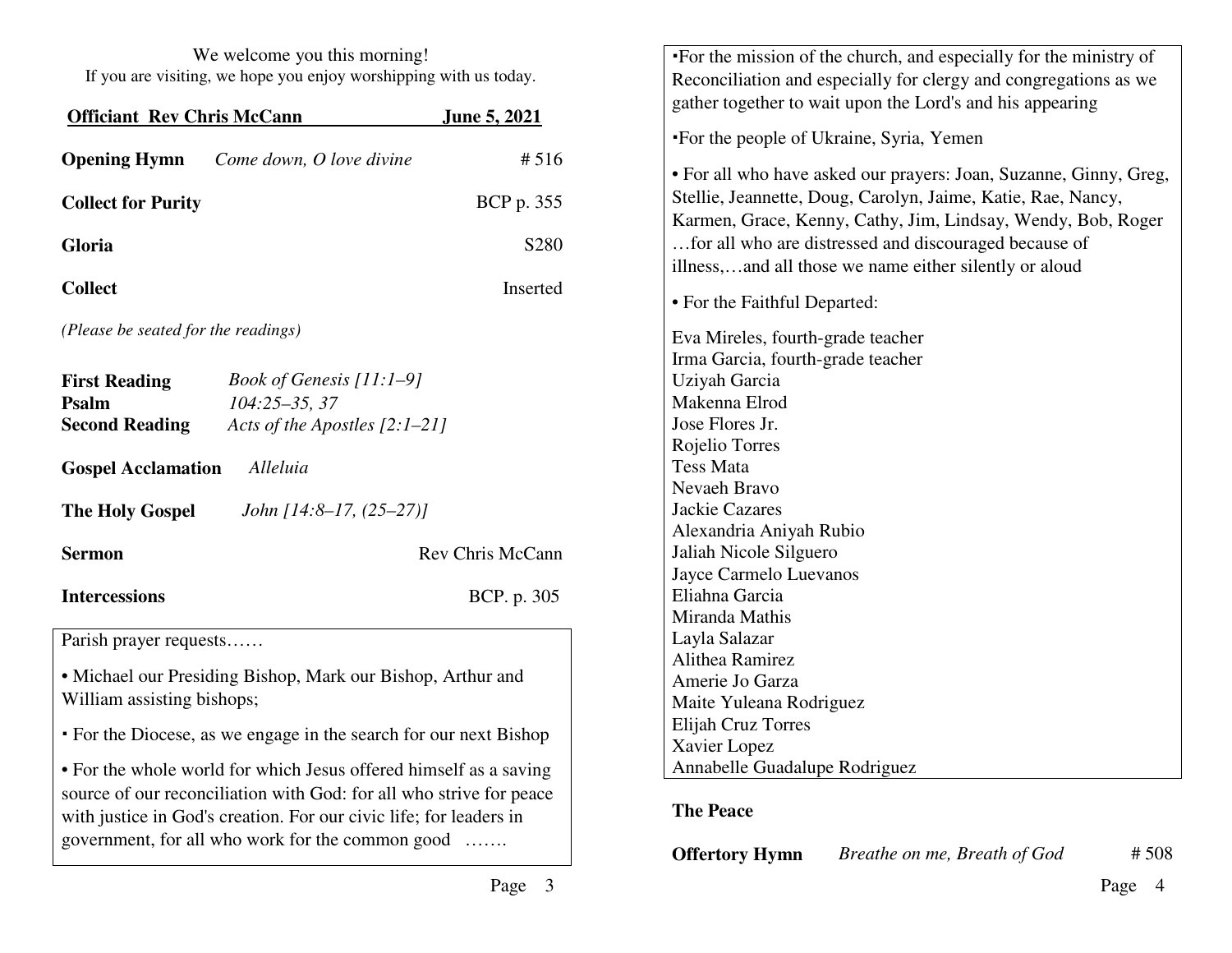We welcome you this morning!
If you are visiting, we hope you enjoy worshipping with us today.

**Officiant Rev Chris McCann** **June 5, 2021**

**Opening Hymn** *Come down, O love divine* # 516

**Collect for Purity** BCP p. 355

**Gloria** S280

**Collect** Inserted

*(Please be seated for the readings)*

**First Reading** *Book of Genesis [11:1–9]*
**Psalm** *104:25–35, 37*
**Second Reading** *Acts of the Apostles [2:1–21]*

**Gospel Acclamation** *Alleluia*

**The Holy Gospel** *John [14:8–17, (25–27)]*

**Sermon** Rev Chris McCann

**Intercessions** BCP. p. 305

Parish prayer requests……

• Michael our Presiding Bishop, Mark our Bishop, Arthur and William assisting bishops;

▪ For the Diocese, as we engage in the search for our next Bishop

• For the whole world for which Jesus offered himself as a saving source of our reconciliation with God: for all who strive for peace with justice in God's creation. For our civic life; for leaders in government, for all who work for the common good …….

▪For the mission of the church, and especially for the ministry of Reconciliation and especially for clergy and congregations as we gather together to wait upon the Lord's and his appearing

▪For the people of Ukraine, Syria, Yemen

• For all who have asked our prayers: Joan, Suzanne, Ginny, Greg, Stellie, Jeannette, Doug, Carolyn, Jaime, Katie, Rae, Nancy, Karmen, Grace, Kenny, Cathy, Jim, Lindsay, Wendy, Bob, Roger …for all who are distressed and discouraged because of illness,…and all those we name either silently or aloud

• For the Faithful Departed:

Eva Mireles, fourth-grade teacher
Irma Garcia, fourth-grade teacher
Uziyah Garcia
Makenna Elrod
Jose Flores Jr.
Rojelio Torres
Tess Mata
Nevaeh Bravo
Jackie Cazares
Alexandria Aniyah Rubio
Jaliah Nicole Silguero
Jayce Carmelo Luevanos
Eliahna Garcia
Miranda Mathis
Layla Salazar
Alithea Ramirez
Amerie Jo Garza
Maite Yuleana Rodriguez
Elijah Cruz Torres
Xavier Lopez
Annabelle Guadalupe Rodriguez

**The Peace**

**Offertory Hymn** *Breathe on me, Breath of God* # 508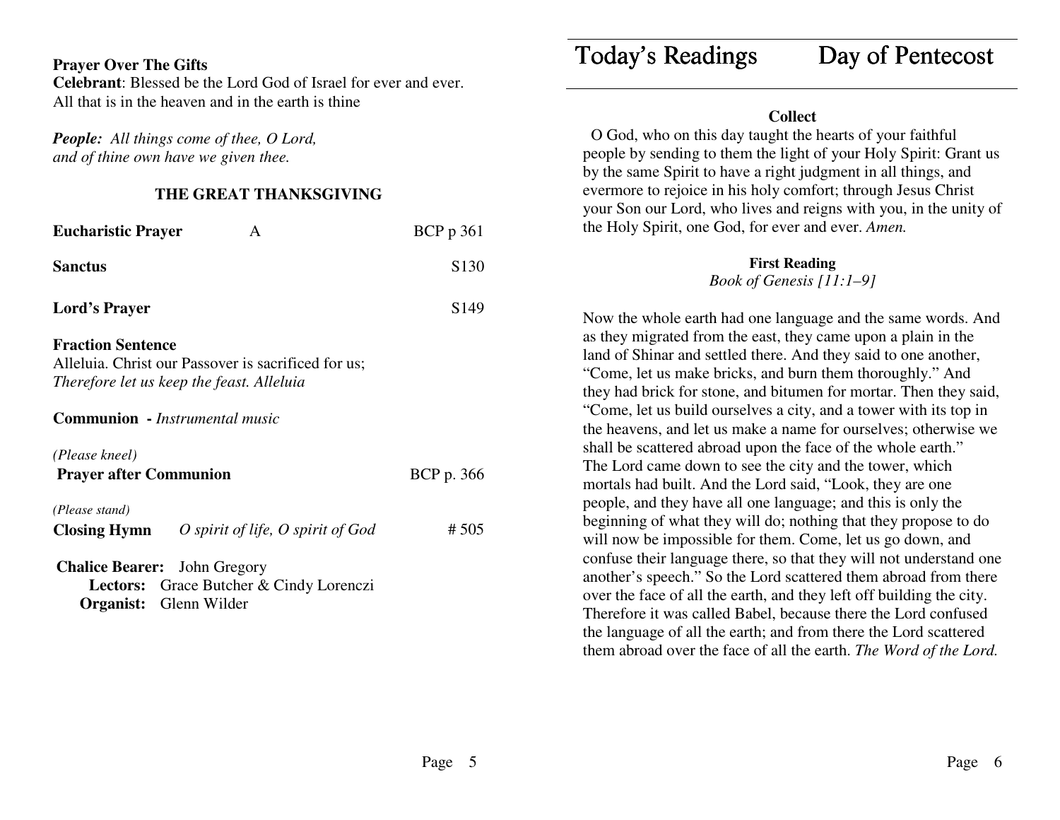**Prayer Over The Gifts**

**Celebrant**: Blessed be the Lord God of Israel for ever and ever. All that is in the heaven and in the earth is thine

***People:*** *All things come of thee, O Lord, and of thine own have we given thee.*

## THE GREAT THANKSGIVING

| | | |
|---|---|---|
| **Eucharistic Prayer** | A | BCP p 361 |
| **Sanctus** | | S130 |
| **Lord's Prayer** | | S149 |

**Fraction Sentence**

Alleluia. Christ our Passover is sacrificed for us;
*Therefore let us keep the feast. Alleluia*

**Communion** - *Instrumental music*

*(Please kneel)*

**Prayer after Communion** BCP p. 366

*(Please stand)*

**Closing Hymn** *O spirit of life, O spirit of God* # 505

**Chalice Bearer:** John Gregory
**Lectors:** Grace Butcher & Cindy Lorenczi
**Organist:** Glenn Wilder

# Today's Readings Day of Pentecost

### Collect

O God, who on this day taught the hearts of your faithful people by sending to them the light of your Holy Spirit: Grant us by the same Spirit to have a right judgment in all things, and evermore to rejoice in his holy comfort; through Jesus Christ your Son our Lord, who lives and reigns with you, in the unity of the Holy Spirit, one God, for ever and ever. *Amen.*

### First Reading

*Book of Genesis [11:1–9]*

Now the whole earth had one language and the same words. And as they migrated from the east, they came upon a plain in the land of Shinar and settled there. And they said to one another, "Come, let us make bricks, and burn them thoroughly." And they had brick for stone, and bitumen for mortar. Then they said, "Come, let us build ourselves a city, and a tower with its top in the heavens, and let us make a name for ourselves; otherwise we shall be scattered abroad upon the face of the whole earth." The Lord came down to see the city and the tower, which mortals had built. And the Lord said, "Look, they are one people, and they have all one language; and this is only the beginning of what they will do; nothing that they propose to do will now be impossible for them. Come, let us go down, and confuse their language there, so that they will not understand one another's speech." So the Lord scattered them abroad from there over the face of all the earth, and they left off building the city. Therefore it was called Babel, because there the Lord confused the language of all the earth; and from there the Lord scattered them abroad over the face of all the earth. *The Word of the Lord.*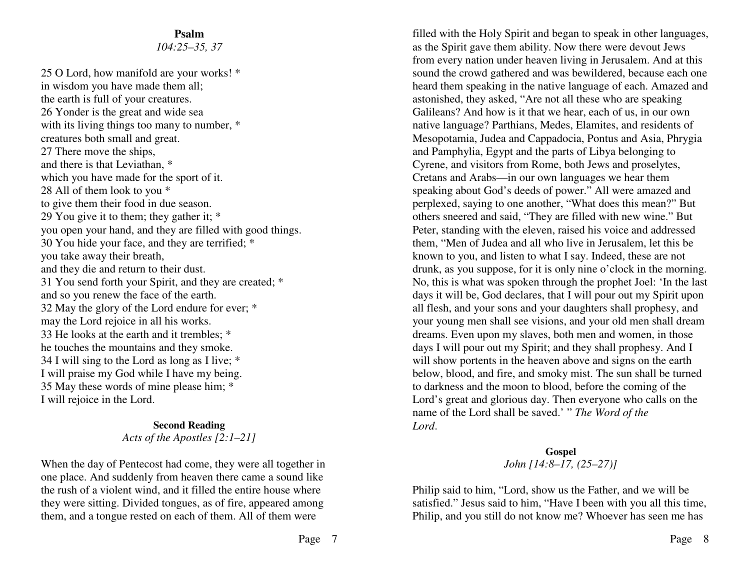**Psalm**

*104:25–35, 37*

25 O Lord, how manifold are your works! *
in wisdom you have made them all;
the earth is full of your creatures.
26 Yonder is the great and wide sea
with its living things too many to number, *
creatures both small and great.
27 There move the ships,
and there is that Leviathan, *
which you have made for the sport of it.
28 All of them look to you *
to give them their food in due season.
29 You give it to them; they gather it; *
you open your hand, and they are filled with good things.
30 You hide your face, and they are terrified; *
you take away their breath,
and they die and return to their dust.
31 You send forth your Spirit, and they are created; *
and so you renew the face of the earth.
32 May the glory of the Lord endure for ever; *
may the Lord rejoice in all his works.
33 He looks at the earth and it trembles; *
he touches the mountains and they smoke.
34 I will sing to the Lord as long as I live; *
I will praise my God while I have my being.
35 May these words of mine please him; *
I will rejoice in the Lord.

**Second Reading**

*Acts of the Apostles [2:1–21]*

When the day of Pentecost had come, they were all together in one place. And suddenly from heaven there came a sound like the rush of a violent wind, and it filled the entire house where they were sitting. Divided tongues, as of fire, appeared among them, and a tongue rested on each of them. All of them were filled with the Holy Spirit and began to speak in other languages, as the Spirit gave them ability. Now there were devout Jews from every nation under heaven living in Jerusalem. And at this sound the crowd gathered and was bewildered, because each one heard them speaking in the native language of each. Amazed and astonished, they asked, "Are not all these who are speaking Galileans? And how is it that we hear, each of us, in our own native language? Parthians, Medes, Elamites, and residents of Mesopotamia, Judea and Cappadocia, Pontus and Asia, Phrygia and Pamphylia, Egypt and the parts of Libya belonging to Cyrene, and visitors from Rome, both Jews and proselytes, Cretans and Arabs—in our own languages we hear them speaking about God's deeds of power." All were amazed and perplexed, saying to one another, "What does this mean?" But others sneered and said, "They are filled with new wine." But Peter, standing with the eleven, raised his voice and addressed them, "Men of Judea and all who live in Jerusalem, let this be known to you, and listen to what I say. Indeed, these are not drunk, as you suppose, for it is only nine o'clock in the morning. No, this is what was spoken through the prophet Joel: 'In the last days it will be, God declares, that I will pour out my Spirit upon all flesh, and your sons and your daughters shall prophesy, and your young men shall see visions, and your old men shall dream dreams. Even upon my slaves, both men and women, in those days I will pour out my Spirit; and they shall prophesy. And I will show portents in the heaven above and signs on the earth below, blood, and fire, and smoky mist. The sun shall be turned to darkness and the moon to blood, before the coming of the Lord's great and glorious day. Then everyone who calls on the name of the Lord shall be saved.' " *The Word of the Lord*.

**Gospel**

*John [14:8–17, (25–27)]*

Philip said to him, "Lord, show us the Father, and we will be satisfied." Jesus said to him, "Have I been with you all this time, Philip, and you still do not know me? Whoever has seen me has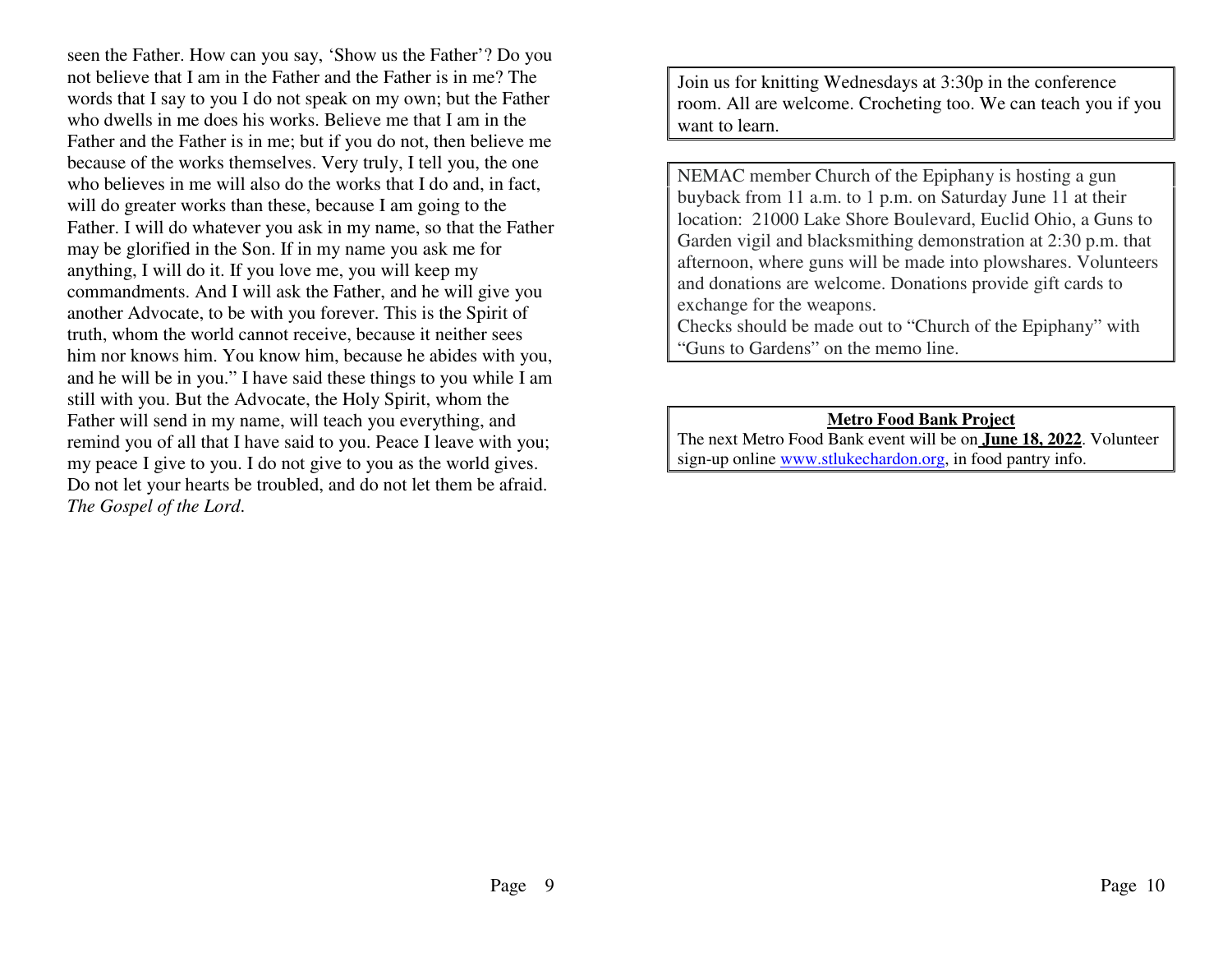seen the Father. How can you say, 'Show us the Father'? Do you not believe that I am in the Father and the Father is in me? The words that I say to you I do not speak on my own; but the Father who dwells in me does his works. Believe me that I am in the Father and the Father is in me; but if you do not, then believe me because of the works themselves. Very truly, I tell you, the one who believes in me will also do the works that I do and, in fact, will do greater works than these, because I am going to the Father. I will do whatever you ask in my name, so that the Father may be glorified in the Son. If in my name you ask me for anything, I will do it. If you love me, you will keep my commandments. And I will ask the Father, and he will give you another Advocate, to be with you forever. This is the Spirit of truth, whom the world cannot receive, because it neither sees him nor knows him. You know him, because he abides with you, and he will be in you." I have said these things to you while I am still with you. But the Advocate, the Holy Spirit, whom the Father will send in my name, will teach you everything, and remind you of all that I have said to you. Peace I leave with you; my peace I give to you. I do not give to you as the world gives. Do not let your hearts be troubled, and do not let them be afraid. *The Gospel of the Lord.*

Join us for knitting Wednesdays at 3:30p in the conference room. All are welcome. Crocheting too. We can teach you if you want to learn.

NEMAC member Church of the Epiphany is hosting a gun buyback from 11 a.m. to 1 p.m. on Saturday June 11 at their location: 21000 Lake Shore Boulevard, Euclid Ohio, a Guns to Garden vigil and blacksmithing demonstration at 2:30 p.m. that afternoon, where guns will be made into plowshares. Volunteers and donations are welcome. Donations provide gift cards to exchange for the weapons.
Checks should be made out to "Church of the Epiphany" with "Guns to Gardens" on the memo line.

**Metro Food Bank Project**

The next Metro Food Bank event will be on **June 18, 2022**. Volunteer sign-up online www.stlukechardon.org, in food pantry info.